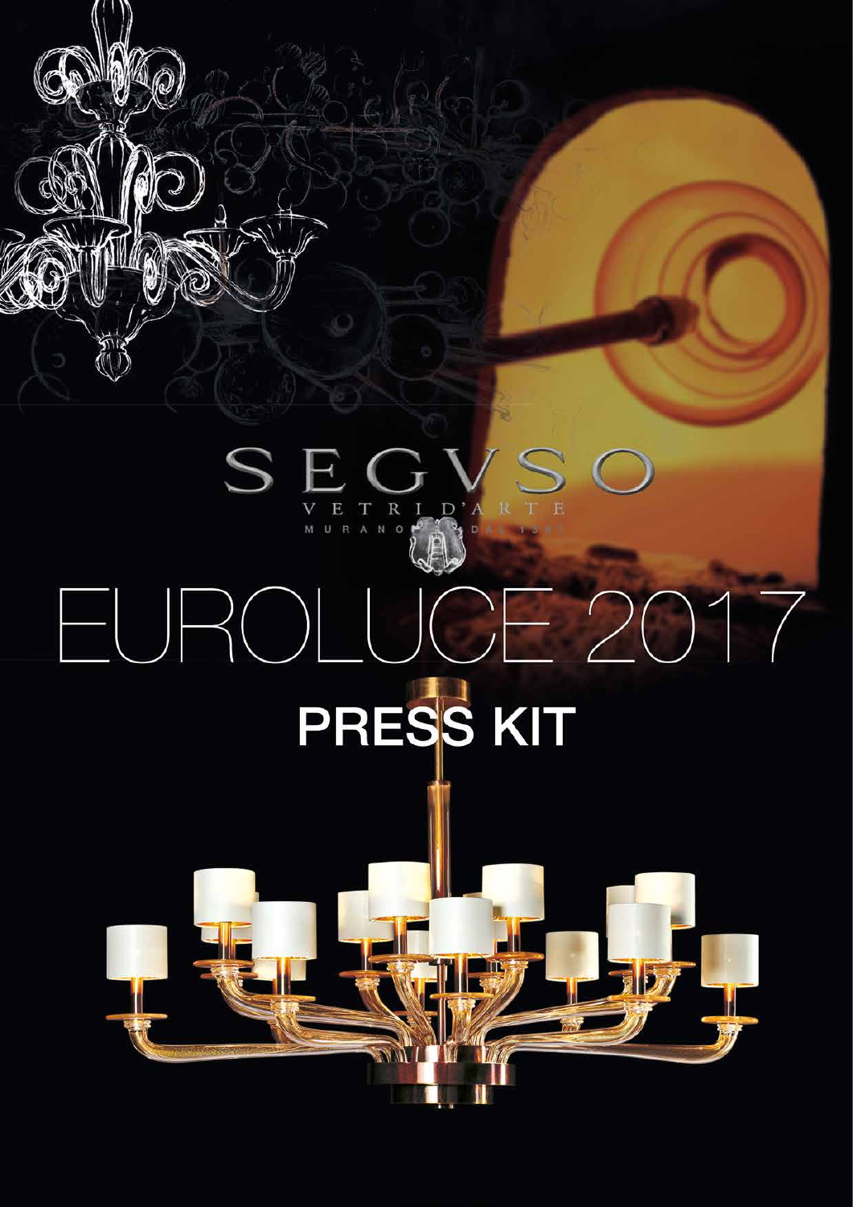SEGVSO

VETRI D'ARTE

MURANO DAL 1397

# EUROLUCE 2017

## PRESS KIT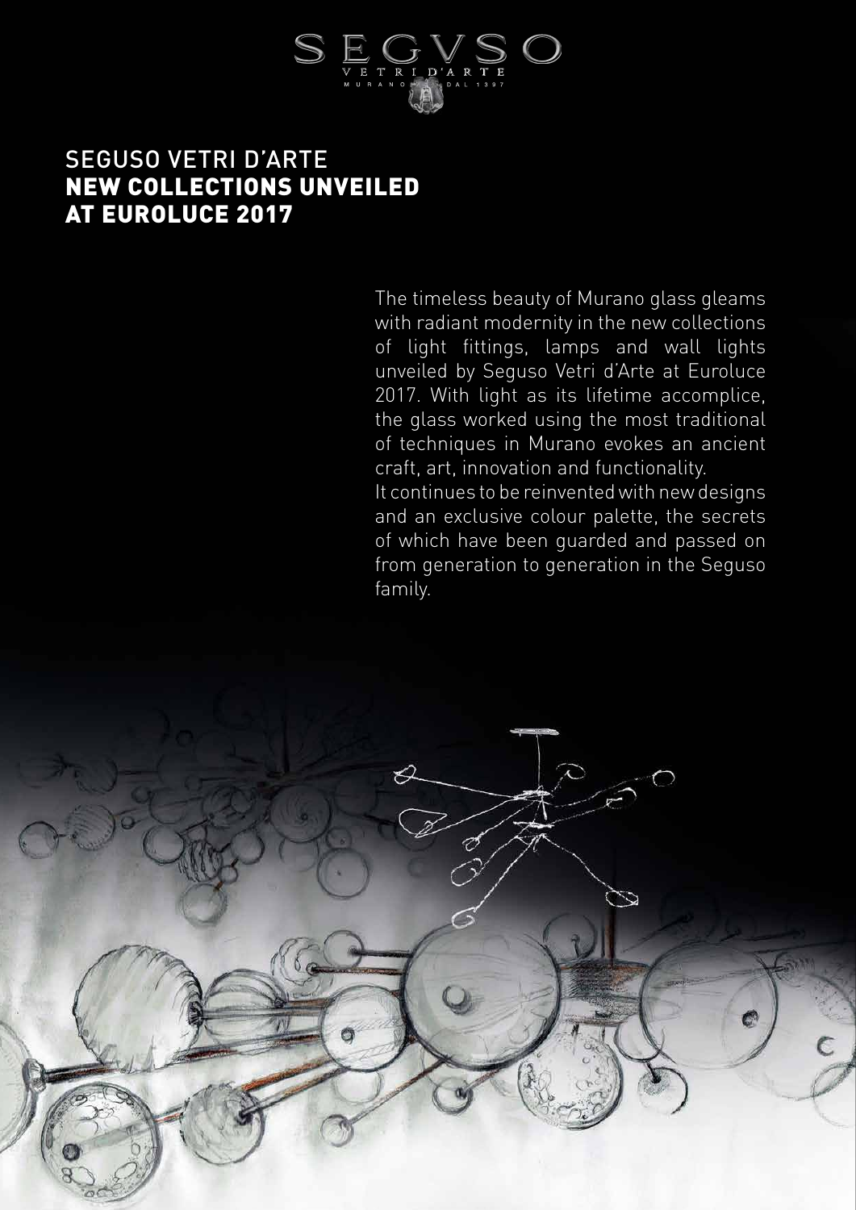SEGVSO
VETRI D'ARTE
MURANO DAL 1397

# SEGUSO VETRI D'ARTE
# NEW COLLECTIONS UNVEILED AT EUROLUCE 2017

The timeless beauty of Murano glass gleams with radiant modernity in the new collections of light fittings, lamps and wall lights unveiled by Seguso Vetri d'Arte at Euroluce 2017. With light as its lifetime accomplice, the glass worked using the most traditional of techniques in Murano evokes an ancient craft, art, innovation and functionality.
It continues to be reinvented with new designs and an exclusive colour palette, the secrets of which have been guarded and passed on from generation to generation in the Seguso family.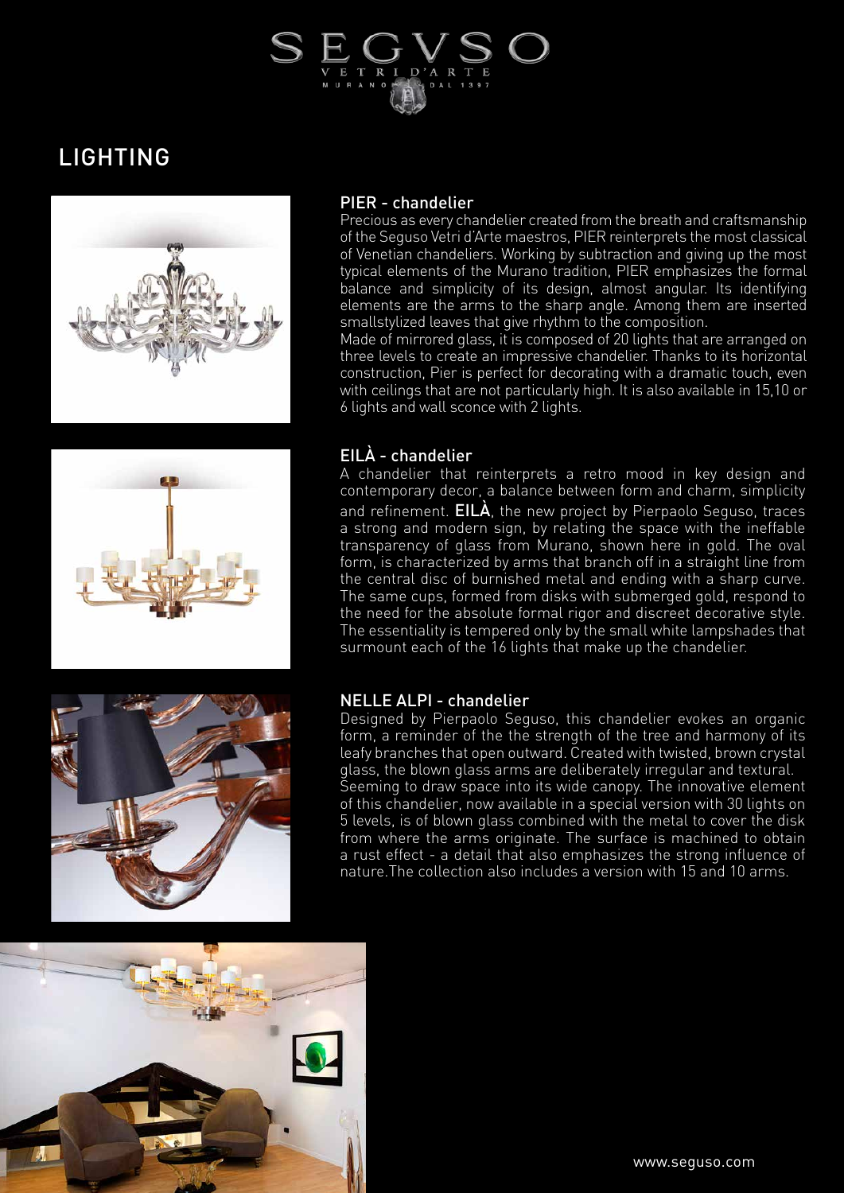# LIGHTING

## PIER - chandelier

Precious as every chandelier created from the breath and craftsmanship of the Seguso Vetri d'Arte maestros, PIER reinterprets the most classical of Venetian chandeliers. Working by subtraction and giving up the most typical elements of the Murano tradition, PIER emphasizes the formal balance and simplicity of its design, almost angular. Its identifying elements are the arms to the sharp angle. Among them are inserted smallstylized leaves that give rhythm to the composition.

Made of mirrored glass, it is composed of 20 lights that are arranged on three levels to create an impressive chandelier. Thanks to its horizontal construction, Pier is perfect for decorating with a dramatic touch, even with ceilings that are not particularly high. It is also available in 15,10 or 6 lights and wall sconce with 2 lights.

## EILÀ - chandelier

A chandelier that reinterprets a retro mood in key design and contemporary decor, a balance between form and charm, simplicity and refinement. **EILÀ**, the new project by Pierpaolo Seguso, traces a strong and modern sign, by relating the space with the ineffable transparency of glass from Murano, shown here in gold. The oval form, is characterized by arms that branch off in a straight line from the central disc of burnished metal and ending with a sharp curve. The same cups, formed from disks with submerged gold, respond to the need for the absolute formal rigor and discreet decorative style. The essentiality is tempered only by the small white lampshades that surmount each of the 16 lights that make up the chandelier.

## NELLE ALPI - chandelier

Designed by Pierpaolo Seguso, this chandelier evokes an organic form, a reminder of the the strength of the tree and harmony of its leafy branches that open outward. Created with twisted, brown crystal glass, the blown glass arms are deliberately irregular and textural. Seeming to draw space into its wide canopy. The innovative element of this chandelier, now available in a special version with 30 lights on 5 levels, is of blown glass combined with the metal to cover the disk from where the arms originate. The surface is machined to obtain a rust effect - a detail that also emphasizes the strong influence of nature.The collection also includes a version with 15 and 10 arms.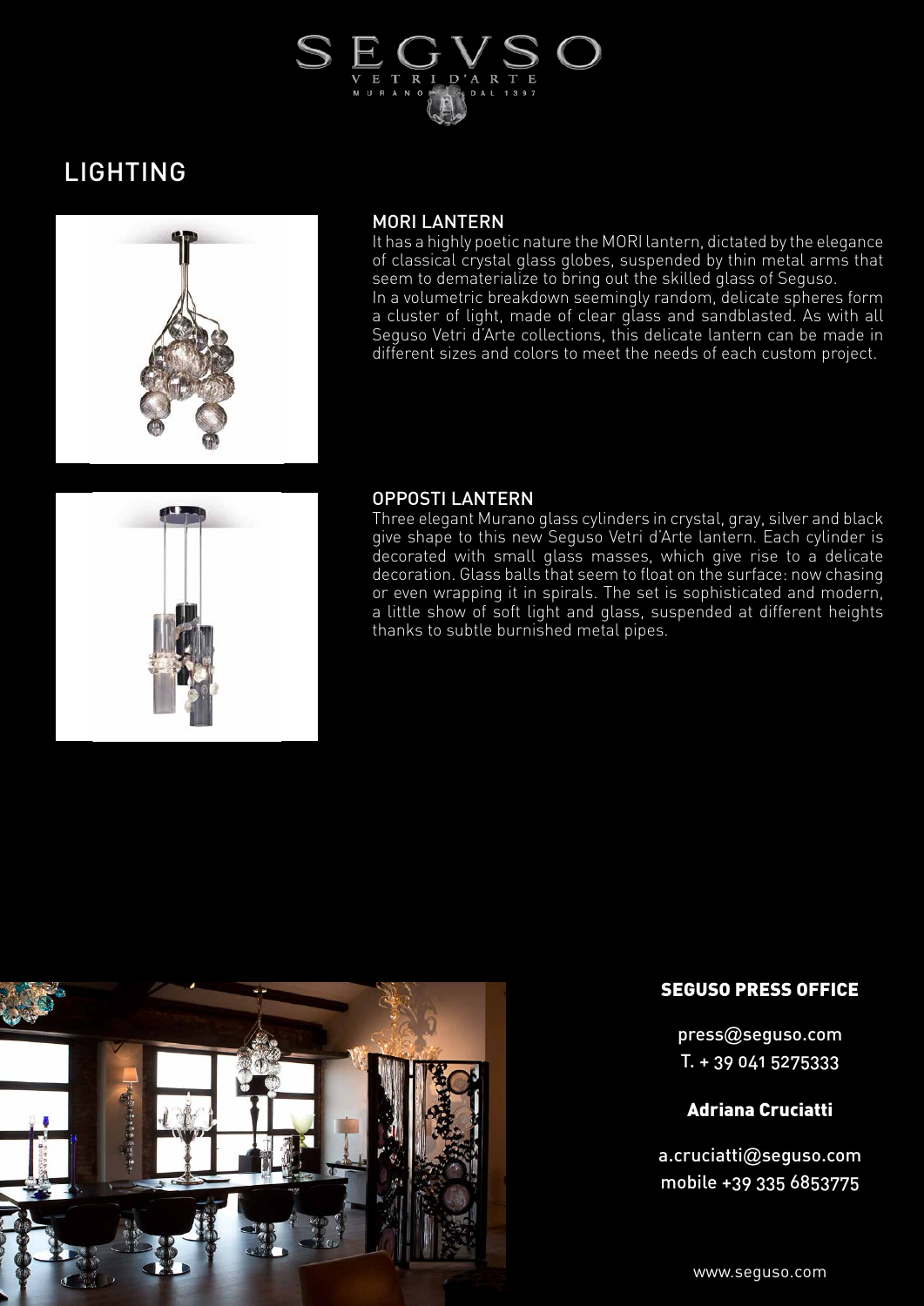# LIGHTING

## MORI LANTERN

It has a highly poetic nature the MORI lantern, dictated by the elegance of classical crystal glass globes, suspended by thin metal arms that seem to dematerialize to bring out the skilled glass of Seguso.
In a volumetric breakdown seemingly random, delicate spheres form a cluster of light, made of clear glass and sandblasted. As with all Seguso Vetri d'Arte collections, this delicate lantern can be made in different sizes and colors to meet the needs of each custom project.

## OPPOSTI LANTERN

Three elegant Murano glass cylinders in crystal, gray, silver and black give shape to this new Seguso Vetri d'Arte lantern. Each cylinder is decorated with small glass masses, which give rise to a delicate decoration. Glass balls that seem to float on the surface: now chasing or even wrapping it in spirals. The set is sophisticated and modern, a little show of soft light and glass, suspended at different heights thanks to subtle burnished metal pipes.

**SEGUSO PRESS OFFICE**

press@seguso.com
T. + 39 041 5275333

**Adriana Cruciatti**

a.cruciatti@seguso.com
mobile +39 335 6853775

www.seguso.com